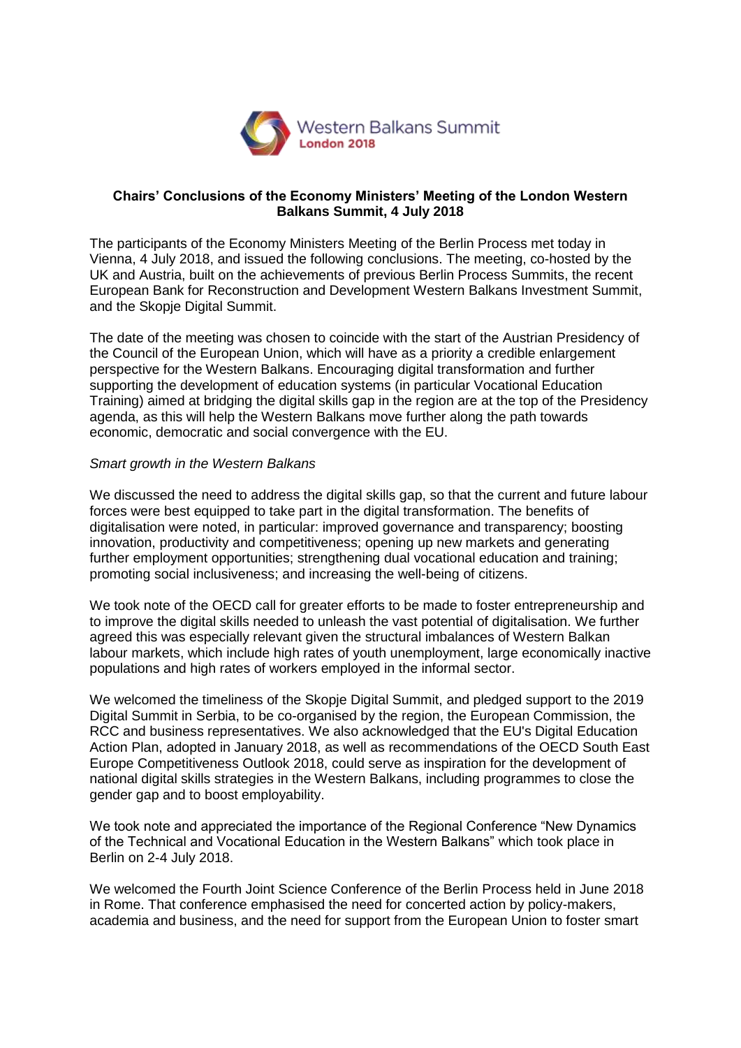Western Balkans Summit
London 2018

**Chairs' Conclusions of the Economy Ministers' Meeting of the London Western Balkans Summit, 4 July 2018**

The participants of the Economy Ministers Meeting of the Berlin Process met today in Vienna, 4 July 2018, and issued the following conclusions. The meeting, co-hosted by the UK and Austria, built on the achievements of previous Berlin Process Summits, the recent European Bank for Reconstruction and Development Western Balkans Investment Summit, and the Skopje Digital Summit.

The date of the meeting was chosen to coincide with the start of the Austrian Presidency of the Council of the European Union, which will have as a priority a credible enlargement perspective for the Western Balkans. Encouraging digital transformation and further supporting the development of education systems (in particular Vocational Education Training) aimed at bridging the digital skills gap in the region are at the top of the Presidency agenda, as this will help the Western Balkans move further along the path towards economic, democratic and social convergence with the EU.

*Smart growth in the Western Balkans*

We discussed the need to address the digital skills gap, so that the current and future labour forces were best equipped to take part in the digital transformation. The benefits of digitalisation were noted, in particular: improved governance and transparency; boosting innovation, productivity and competitiveness; opening up new markets and generating further employment opportunities; strengthening dual vocational education and training; promoting social inclusiveness; and increasing the well-being of citizens.

We took note of the OECD call for greater efforts to be made to foster entrepreneurship and to improve the digital skills needed to unleash the vast potential of digitalisation. We further agreed this was especially relevant given the structural imbalances of Western Balkan labour markets, which include high rates of youth unemployment, large economically inactive populations and high rates of workers employed in the informal sector.

We welcomed the timeliness of the Skopje Digital Summit, and pledged support to the 2019 Digital Summit in Serbia, to be co-organised by the region, the European Commission, the RCC and business representatives. We also acknowledged that the EU's Digital Education Action Plan, adopted in January 2018, as well as recommendations of the OECD South East Europe Competitiveness Outlook 2018, could serve as inspiration for the development of national digital skills strategies in the Western Balkans, including programmes to close the gender gap and to boost employability.

We took note and appreciated the importance of the Regional Conference "New Dynamics of the Technical and Vocational Education in the Western Balkans" which took place in Berlin on 2-4 July 2018.

We welcomed the Fourth Joint Science Conference of the Berlin Process held in June 2018 in Rome. That conference emphasised the need for concerted action by policy-makers, academia and business, and the need for support from the European Union to foster smart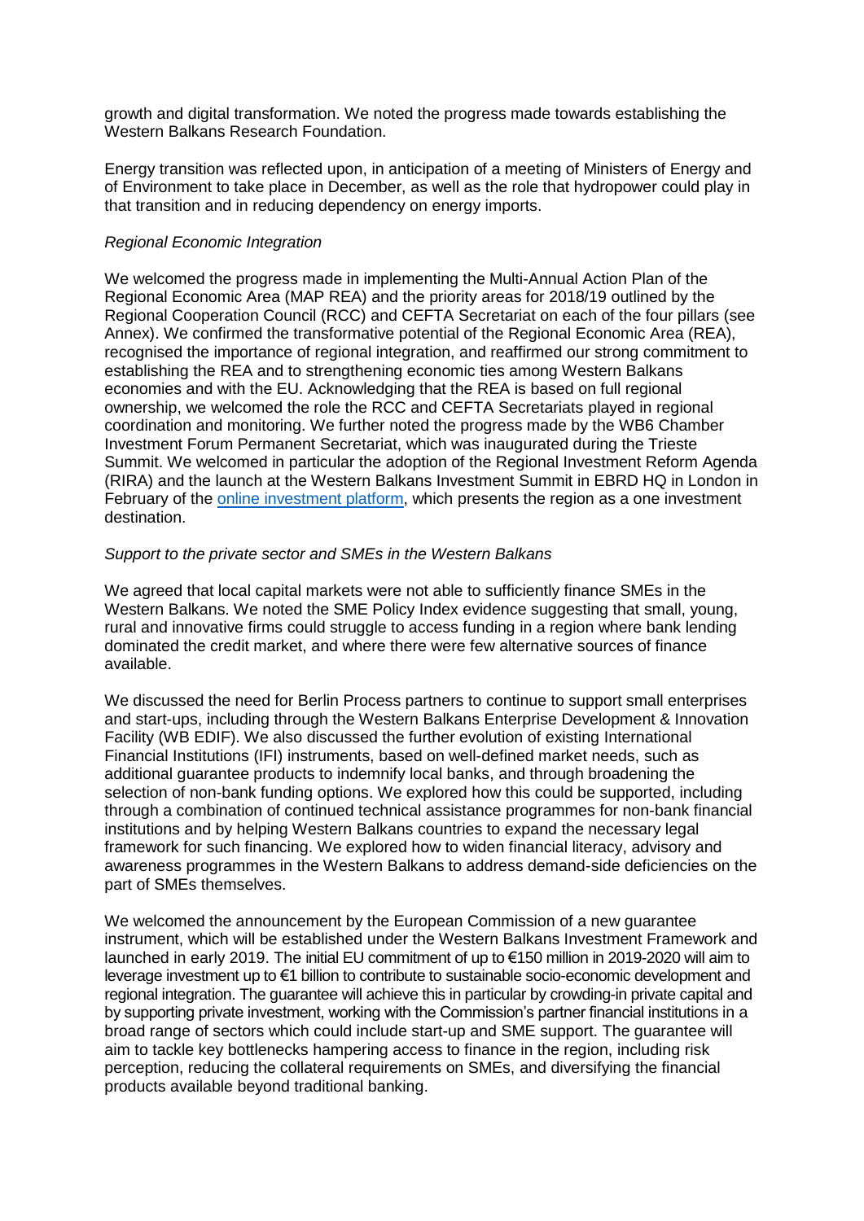growth and digital transformation. We noted the progress made towards establishing the Western Balkans Research Foundation.

Energy transition was reflected upon, in anticipation of a meeting of Ministers of Energy and of Environment to take place in December, as well as the role that hydropower could play in that transition and in reducing dependency on energy imports.

*Regional Economic Integration*

We welcomed the progress made in implementing the Multi-Annual Action Plan of the Regional Economic Area (MAP REA) and the priority areas for 2018/19 outlined by the Regional Cooperation Council (RCC) and CEFTA Secretariat on each of the four pillars (see Annex). We confirmed the transformative potential of the Regional Economic Area (REA), recognised the importance of regional integration, and reaffirmed our strong commitment to establishing the REA and to strengthening economic ties among Western Balkans economies and with the EU. Acknowledging that the REA is based on full regional ownership, we welcomed the role the RCC and CEFTA Secretariats played in regional coordination and monitoring. We further noted the progress made by the WB6 Chamber Investment Forum Permanent Secretariat, which was inaugurated during the Trieste Summit. We welcomed in particular the adoption of the Regional Investment Reform Agenda (RIRA) and the launch at the Western Balkans Investment Summit in EBRD HQ in London in February of the [online investment platform], which presents the region as a one investment destination.

*Support to the private sector and SMEs in the Western Balkans*

We agreed that local capital markets were not able to sufficiently finance SMEs in the Western Balkans. We noted the SME Policy Index evidence suggesting that small, young, rural and innovative firms could struggle to access funding in a region where bank lending dominated the credit market, and where there were few alternative sources of finance available.

We discussed the need for Berlin Process partners to continue to support small enterprises and start-ups, including through the Western Balkans Enterprise Development & Innovation Facility (WB EDIF). We also discussed the further evolution of existing International Financial Institutions (IFI) instruments, based on well-defined market needs, such as additional guarantee products to indemnify local banks, and through broadening the selection of non-bank funding options. We explored how this could be supported, including through a combination of continued technical assistance programmes for non-bank financial institutions and by helping Western Balkans countries to expand the necessary legal framework for such financing. We explored how to widen financial literacy, advisory and awareness programmes in the Western Balkans to address demand-side deficiencies on the part of SMEs themselves.

We welcomed the announcement by the European Commission of a new guarantee instrument, which will be established under the Western Balkans Investment Framework and launched in early 2019. The initial EU commitment of up to €150 million in 2019-2020 will aim to leverage investment up to €1 billion to contribute to sustainable socio-economic development and regional integration. The guarantee will achieve this in particular by crowding-in private capital and by supporting private investment, working with the Commission's partner financial institutions in a broad range of sectors which could include start-up and SME support. The guarantee will aim to tackle key bottlenecks hampering access to finance in the region, including risk perception, reducing the collateral requirements on SMEs, and diversifying the financial products available beyond traditional banking.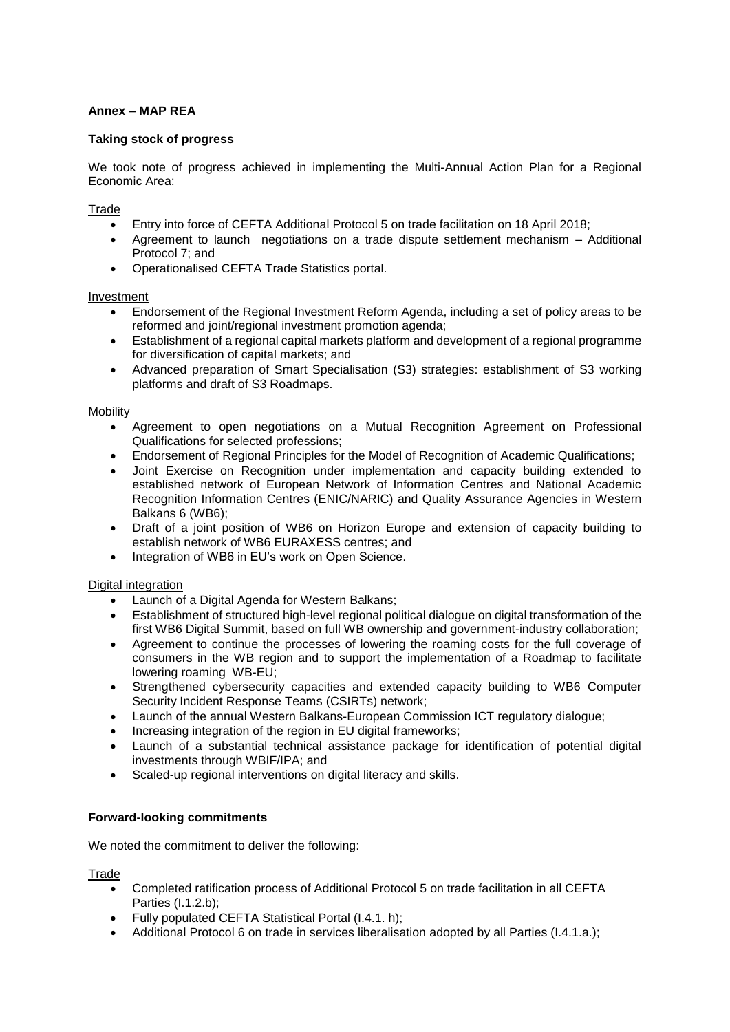**Annex – MAP REA**

**Taking stock of progress**

We took note of progress achieved in implementing the Multi-Annual Action Plan for a Regional Economic Area:

Trade

- Entry into force of CEFTA Additional Protocol 5 on trade facilitation on 18 April 2018;
- Agreement to launch negotiations on a trade dispute settlement mechanism – Additional Protocol 7; and
- Operationalised CEFTA Trade Statistics portal.

Investment

- Endorsement of the Regional Investment Reform Agenda, including a set of policy areas to be reformed and joint/regional investment promotion agenda;
- Establishment of a regional capital markets platform and development of a regional programme for diversification of capital markets; and
- Advanced preparation of Smart Specialisation (S3) strategies: establishment of S3 working platforms and draft of S3 Roadmaps.

Mobility

- Agreement to open negotiations on a Mutual Recognition Agreement on Professional Qualifications for selected professions;
- Endorsement of Regional Principles for the Model of Recognition of Academic Qualifications;
- Joint Exercise on Recognition under implementation and capacity building extended to established network of European Network of Information Centres and National Academic Recognition Information Centres (ENIC/NARIC) and Quality Assurance Agencies in Western Balkans 6 (WB6);
- Draft of a joint position of WB6 on Horizon Europe and extension of capacity building to establish network of WB6 EURAXESS centres; and
- Integration of WB6 in EU's work on Open Science.

Digital integration

- Launch of a Digital Agenda for Western Balkans;
- Establishment of structured high-level regional political dialogue on digital transformation of the first WB6 Digital Summit, based on full WB ownership and government-industry collaboration;
- Agreement to continue the processes of lowering the roaming costs for the full coverage of consumers in the WB region and to support the implementation of a Roadmap to facilitate lowering roaming WB-EU;
- Strengthened cybersecurity capacities and extended capacity building to WB6 Computer Security Incident Response Teams (CSIRTs) network;
- Launch of the annual Western Balkans-European Commission ICT regulatory dialogue;
- Increasing integration of the region in EU digital frameworks;
- Launch of a substantial technical assistance package for identification of potential digital investments through WBIF/IPA; and
- Scaled-up regional interventions on digital literacy and skills.

**Forward-looking commitments**

We noted the commitment to deliver the following:

Trade

- Completed ratification process of Additional Protocol 5 on trade facilitation in all CEFTA Parties (I.1.2.b);
- Fully populated CEFTA Statistical Portal (I.4.1. h);
- Additional Protocol 6 on trade in services liberalisation adopted by all Parties (I.4.1.a.);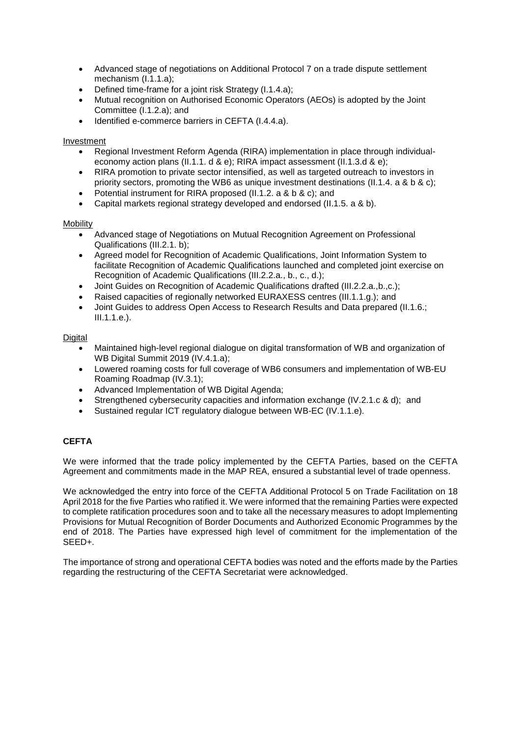- Advanced stage of negotiations on Additional Protocol 7 on a trade dispute settlement mechanism (I.1.1.a);
- Defined time-frame for a joint risk Strategy (I.1.4.a);
- Mutual recognition on Authorised Economic Operators (AEOs) is adopted by the Joint Committee (I.1.2.a); and
- Identified e-commerce barriers in CEFTA (I.4.4.a).

Investment

- Regional Investment Reform Agenda (RIRA) implementation in place through individual-economy action plans (II.1.1. d & e); RIRA impact assessment (II.1.3.d & e);
- RIRA promotion to private sector intensified, as well as targeted outreach to investors in priority sectors, promoting the WB6 as unique investment destinations (II.1.4. a & b & c);
- Potential instrument for RIRA proposed (II.1.2. a & b & c); and
- Capital markets regional strategy developed and endorsed (II.1.5. a & b).

Mobility

- Advanced stage of Negotiations on Mutual Recognition Agreement on Professional Qualifications (III.2.1. b);
- Agreed model for Recognition of Academic Qualifications, Joint Information System to facilitate Recognition of Academic Qualifications launched and completed joint exercise on Recognition of Academic Qualifications (III.2.2.a., b., c., d.);
- Joint Guides on Recognition of Academic Qualifications drafted (III.2.2.a.,b.,c.);
- Raised capacities of regionally networked EURAXESS centres (III.1.1.g.); and
- Joint Guides to address Open Access to Research Results and Data prepared (II.1.6.; III.1.1.e.).

Digital

- Maintained high-level regional dialogue on digital transformation of WB and organization of WB Digital Summit 2019 (IV.4.1.a);
- Lowered roaming costs for full coverage of WB6 consumers and implementation of WB-EU Roaming Roadmap (IV.3.1);
- Advanced Implementation of WB Digital Agenda;
- Strengthened cybersecurity capacities and information exchange (IV.2.1.c & d); and
- Sustained regular ICT regulatory dialogue between WB-EC (IV.1.1.e).

**CEFTA**

We were informed that the trade policy implemented by the CEFTA Parties, based on the CEFTA Agreement and commitments made in the MAP REA, ensured a substantial level of trade openness.

We acknowledged the entry into force of the CEFTA Additional Protocol 5 on Trade Facilitation on 18 April 2018 for the five Parties who ratified it. We were informed that the remaining Parties were expected to complete ratification procedures soon and to take all the necessary measures to adopt Implementing Provisions for Mutual Recognition of Border Documents and Authorized Economic Programmes by the end of 2018. The Parties have expressed high level of commitment for the implementation of the SEED+.

The importance of strong and operational CEFTA bodies was noted and the efforts made by the Parties regarding the restructuring of the CEFTA Secretariat were acknowledged.